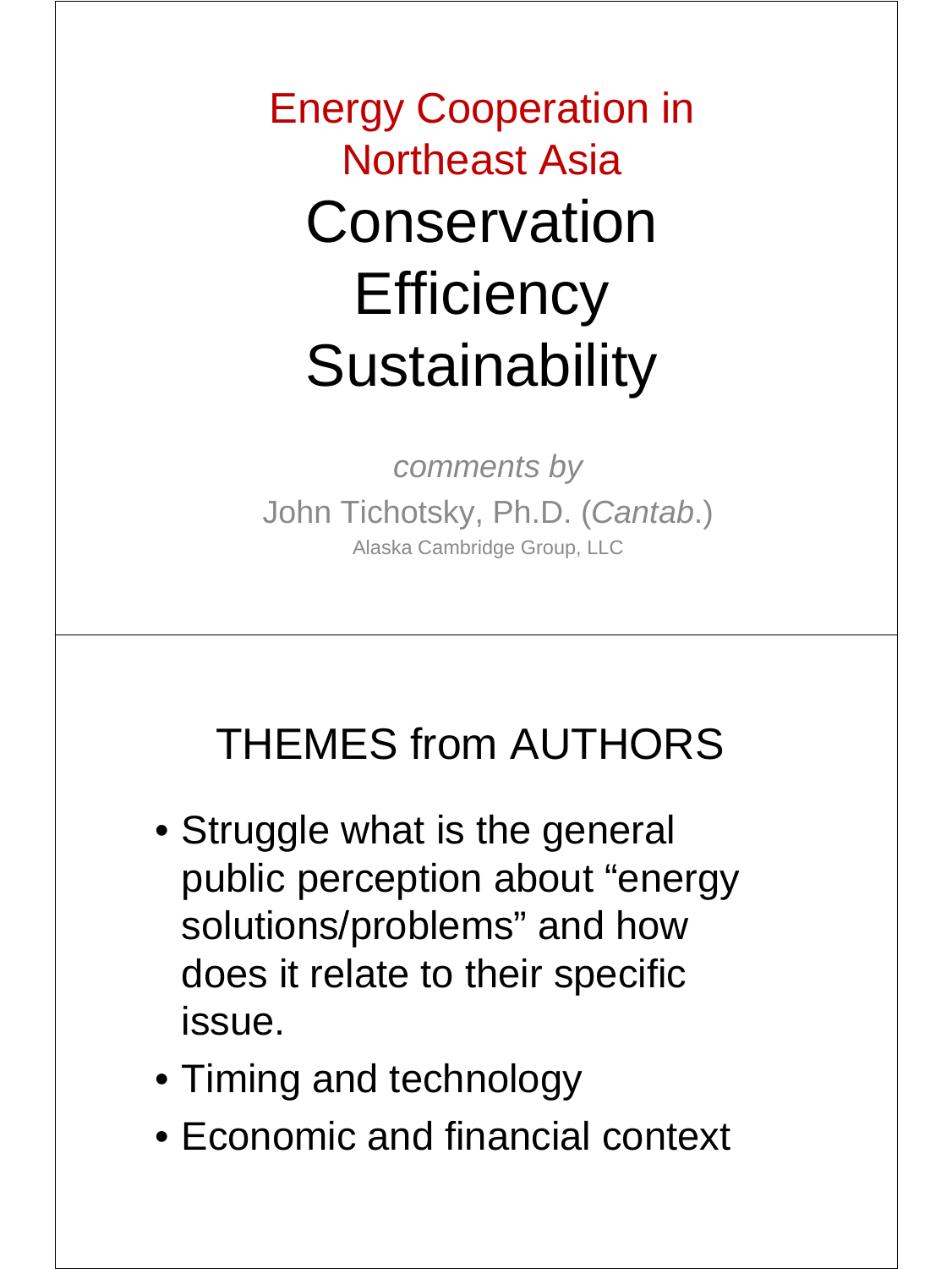# Energy Cooperation in Northeast Asia

# Conservation
# Efficiency
# Sustainability

*comments by*

John Tichotsky, Ph.D. (*Cantab*.)

Alaska Cambridge Group, LLC

## THEMES from AUTHORS

- Struggle what is the general public perception about "energy solutions/problems" and how does it relate to their specific issue.
- Timing and technology
- Economic and financial context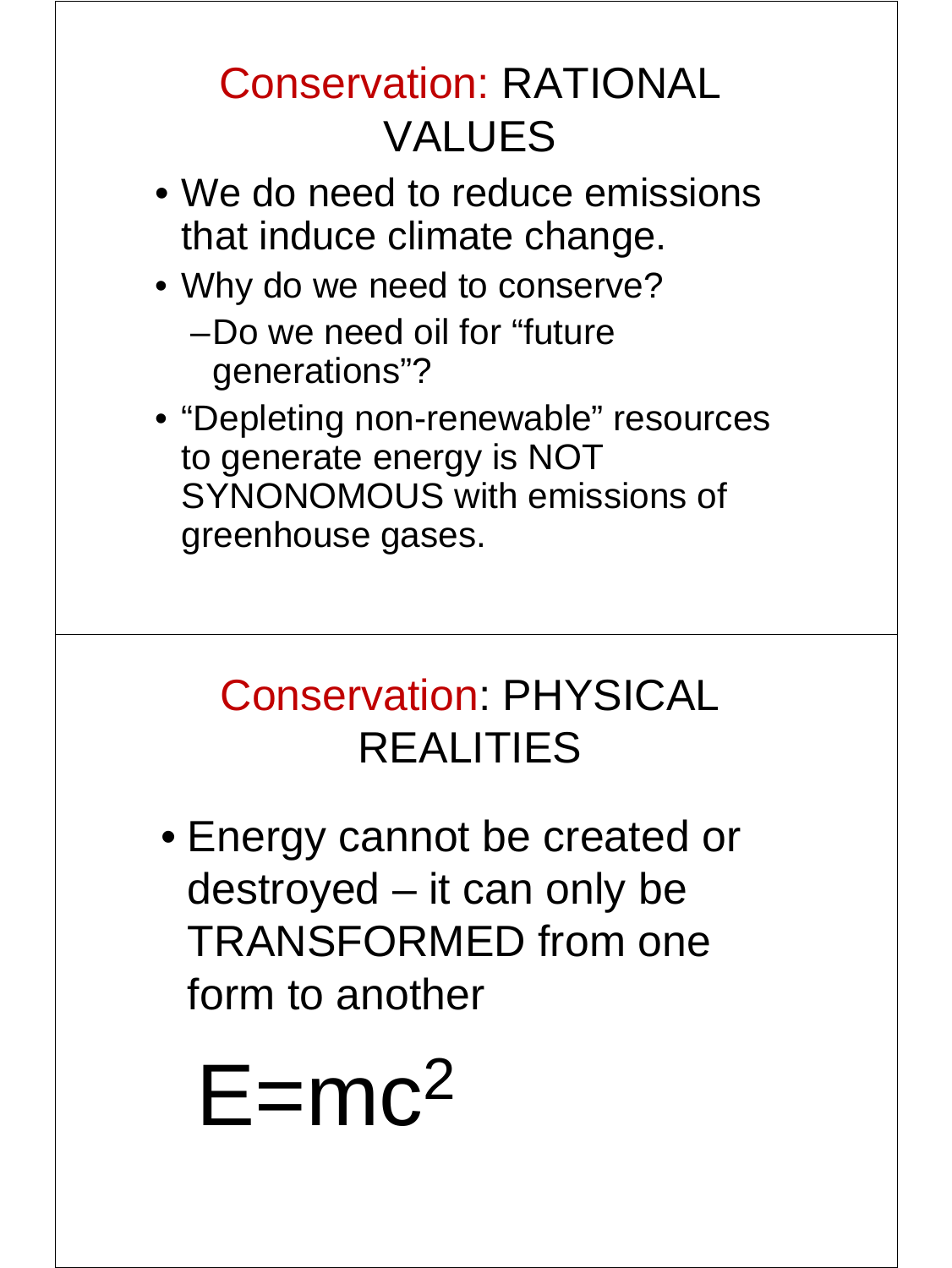## Conservation: RATIONAL VALUES

- We do need to reduce emissions that induce climate change.
- Why do we need to conserve?
  - Do we need oil for "future generations"?
- "Depleting non-renewable" resources to generate energy is NOT SYNONOMOUS with emissions of greenhouse gases.

## Conservation: PHYSICAL REALITIES

- Energy cannot be created or destroyed – it can only be TRANSFORMED from one form to another

$$E=mc^2$$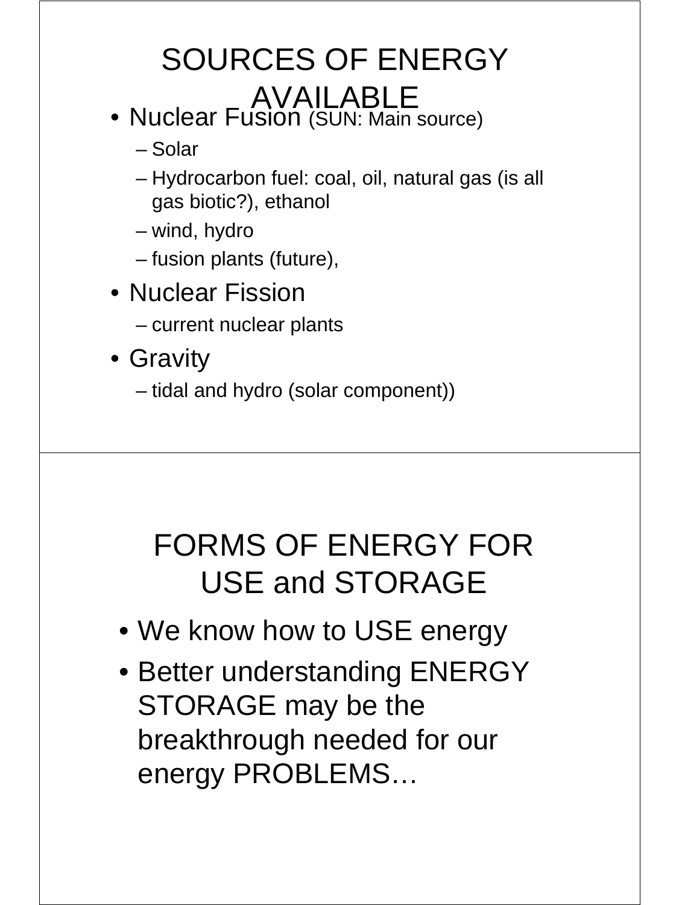# SOURCES OF ENERGY AVAILABLE

- Nuclear Fusion (SUN: Main source)
  - Solar
  - Hydrocarbon fuel: coal, oil, natural gas (is all gas biotic?), ethanol
  - wind, hydro
  - fusion plants (future),
- Nuclear Fission
  - current nuclear plants
- Gravity
  - tidal and hydro (solar component))

# FORMS OF ENERGY FOR USE and STORAGE

- We know how to USE energy
- Better understanding ENERGY STORAGE may be the breakthrough needed for our energy PROBLEMS…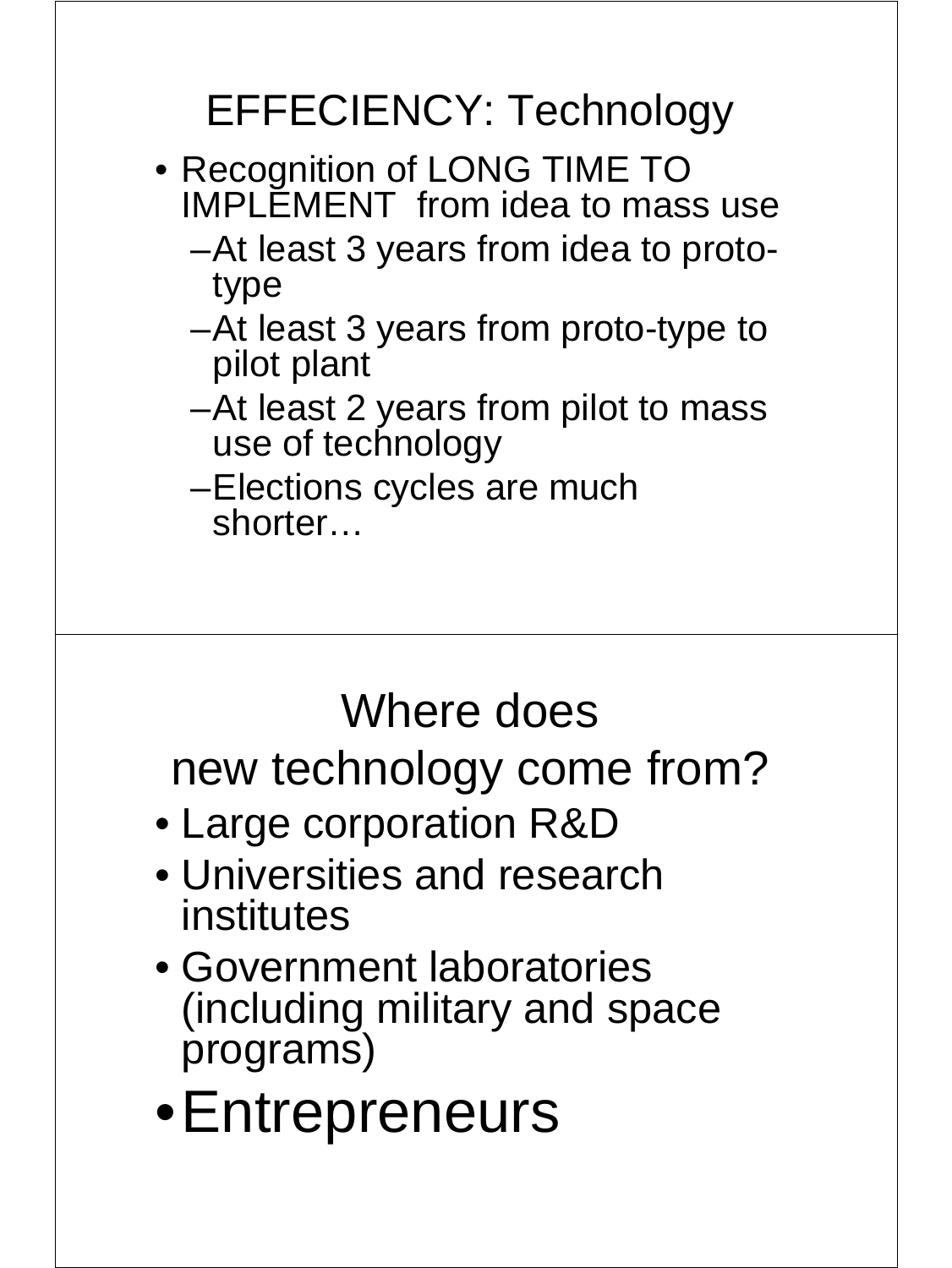## EFFECIENCY: Technology

- Recognition of LONG TIME TO IMPLEMENT from idea to mass use
  - At least 3 years from idea to proto-type
  - At least 3 years from proto-type to pilot plant
  - At least 2 years from pilot to mass use of technology
  - Elections cycles are much shorter…

## Where does new technology come from?

- Large corporation R&D
- Universities and research institutes
- Government laboratories (including military and space programs)
- Entrepreneurs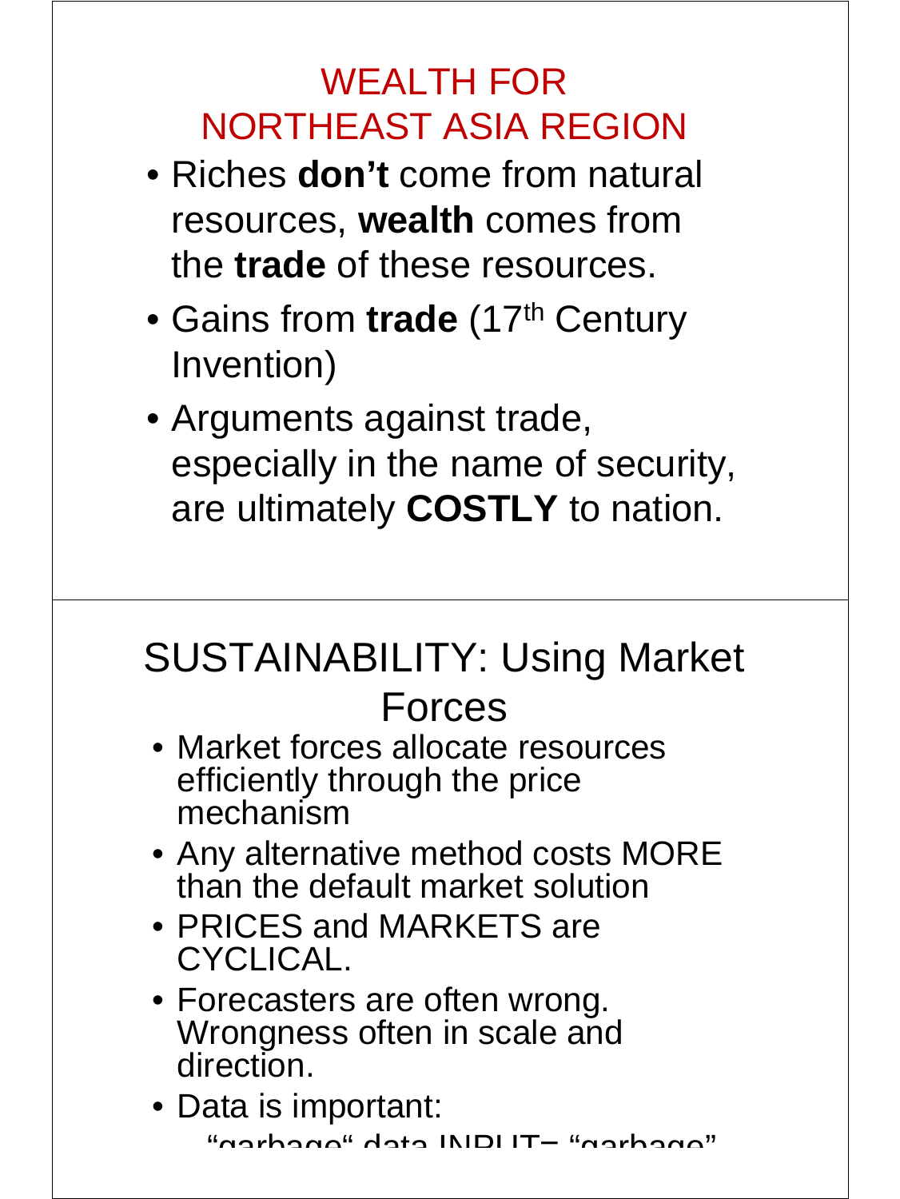## WEALTH FOR NORTHEAST ASIA REGION

- Riches **don't** come from natural resources, **wealth** comes from the **trade** of these resources.
- Gains from **trade** (17th Century Invention)
- Arguments against trade, especially in the name of security, are ultimately **COSTLY** to nation.

## SUSTAINABILITY: Using Market Forces

- Market forces allocate resources efficiently through the price mechanism
- Any alternative method costs MORE than the default market solution
- PRICES and MARKETS are CYCLICAL.
- Forecasters are often wrong. Wrongness often in scale and direction.
- Data is important:
  - "garbage" data INPUT= "garbage"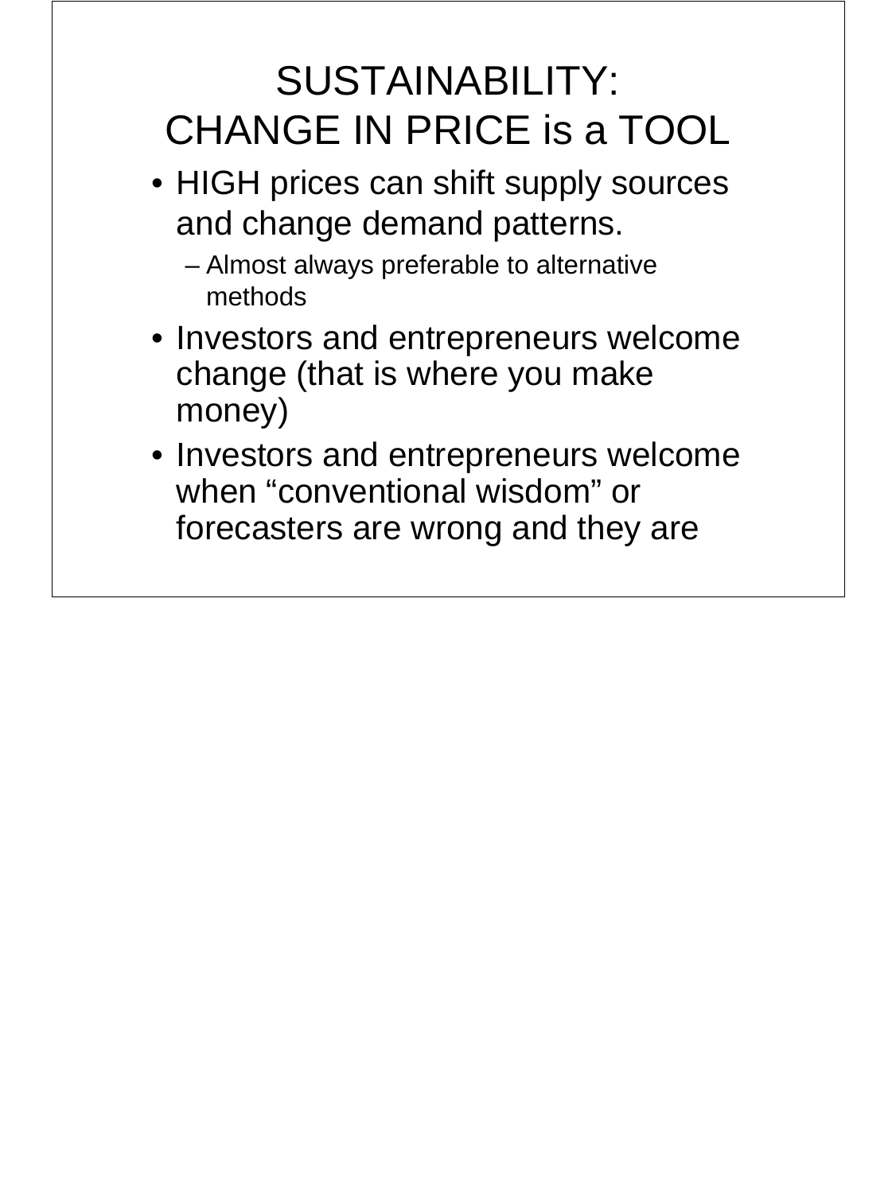# SUSTAINABILITY: CHANGE IN PRICE is a TOOL

- HIGH prices can shift supply sources and change demand patterns.
  - Almost always preferable to alternative methods
- Investors and entrepreneurs welcome change (that is where you make money)
- Investors and entrepreneurs welcome when "conventional wisdom" or forecasters are wrong and they are